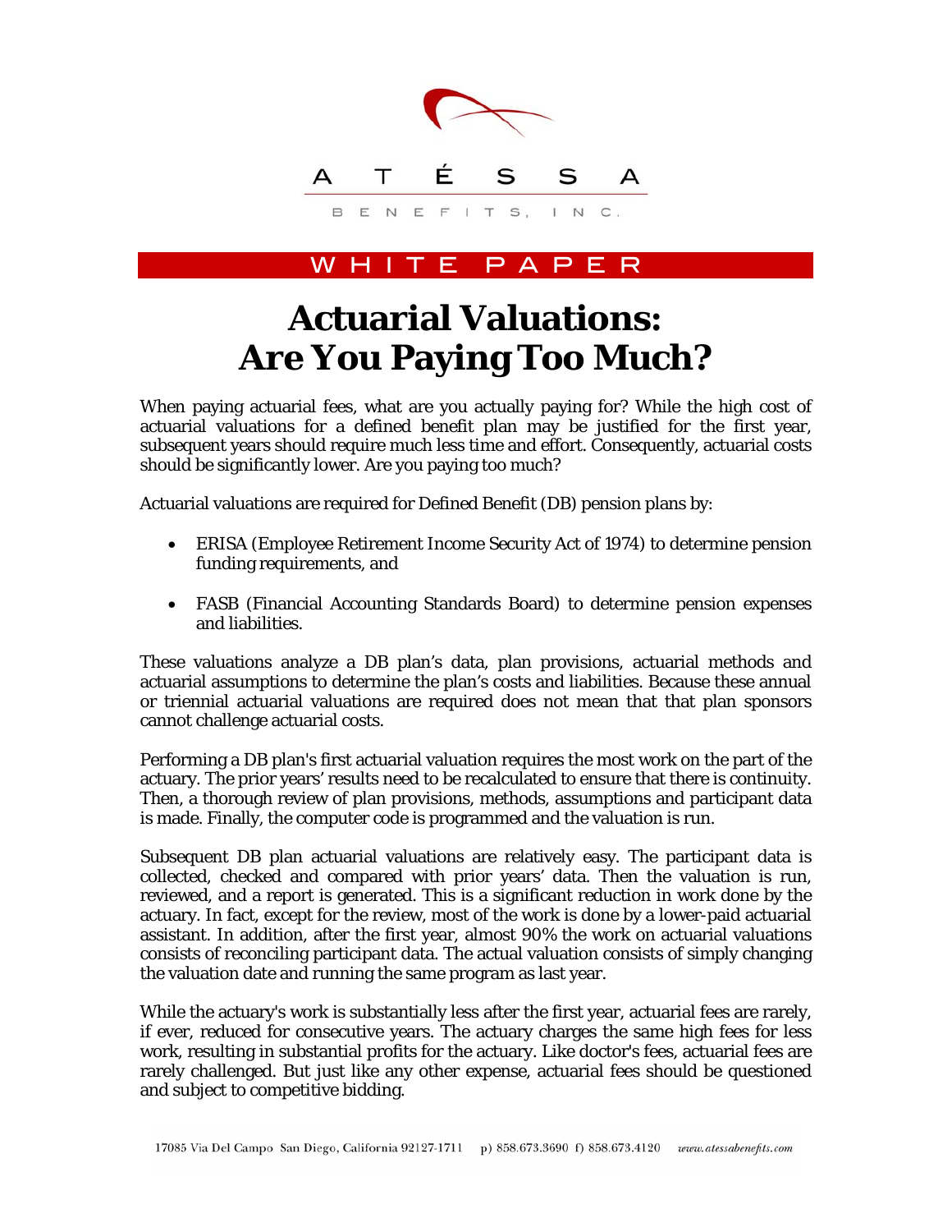ATÉSSA

BENEFITS, INC.

WHITE PAPER

# Actuarial Valuations: Are You Paying Too Much?

When paying actuarial fees, what are you actually paying for? While the high cost of actuarial valuations for a defined benefit plan may be justified for the first year, subsequent years should require much less time and effort. Consequently, actuarial costs should be significantly lower. Are you paying too much?

Actuarial valuations are required for Defined Benefit (DB) pension plans by:

- ERISA (Employee Retirement Income Security Act of 1974) to determine pension funding requirements, and
- FASB (Financial Accounting Standards Board) to determine pension expenses and liabilities.

These valuations analyze a DB plan's data, plan provisions, actuarial methods and actuarial assumptions to determine the plan's costs and liabilities. Because these annual or triennial actuarial valuations are required does not mean that that plan sponsors cannot challenge actuarial costs.

Performing a DB plan's first actuarial valuation requires the most work on the part of the actuary. The prior years' results need to be recalculated to ensure that there is continuity. Then, a thorough review of plan provisions, methods, assumptions and participant data is made. Finally, the computer code is programmed and the valuation is run.

Subsequent DB plan actuarial valuations are relatively easy. The participant data is collected, checked and compared with prior years' data. Then the valuation is run, reviewed, and a report is generated. This is a significant reduction in work done by the actuary. In fact, except for the review, most of the work is done by a lower-paid actuarial assistant. In addition, after the first year, almost 90% the work on actuarial valuations consists of reconciling participant data. The actual valuation consists of simply changing the valuation date and running the same program as last year.

While the actuary's work is substantially less after the first year, actuarial fees are rarely, if ever, reduced for consecutive years. The actuary charges the same high fees for less work, resulting in substantial profits for the actuary. Like doctor's fees, actuarial fees are rarely challenged. But just like any other expense, actuarial fees should be questioned and subject to competitive bidding.

17085 Via Del Campo San Diego, California 92127-1711 p) 858.673.3690 f) 858.673.4120 www.atessabenefits.com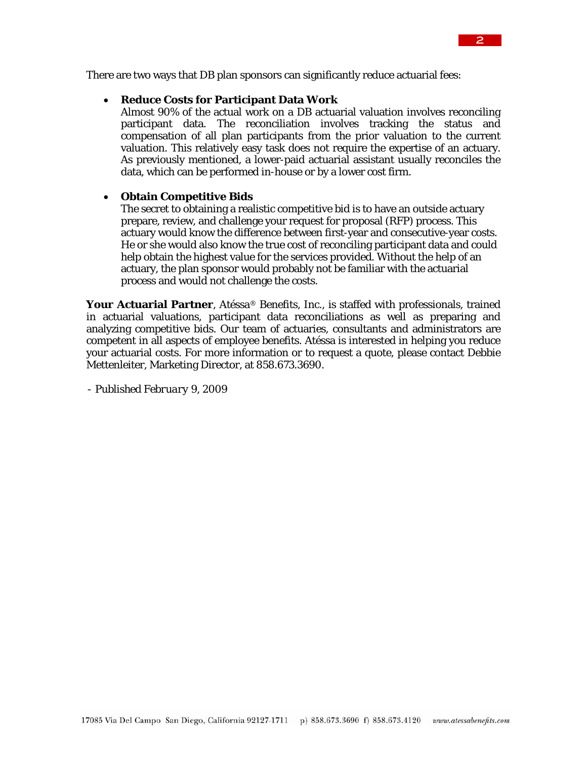There are two ways that DB plan sponsors can significantly reduce actuarial fees:

- **Reduce Costs for Participant Data Work**
  Almost 90% of the actual work on a DB actuarial valuation involves reconciling participant data. The reconciliation involves tracking the status and compensation of all plan participants from the prior valuation to the current valuation. This relatively easy task does not require the expertise of an actuary. As previously mentioned, a lower-paid actuarial assistant usually reconciles the data, which can be performed in-house or by a lower cost firm.

- **Obtain Competitive Bids**
  The secret to obtaining a realistic competitive bid is to have an outside actuary prepare, review, and challenge your request for proposal (RFP) process. This actuary would know the difference between first-year and consecutive-year costs. He or she would also know the true cost of reconciling participant data and could help obtain the highest value for the services provided. Without the help of an actuary, the plan sponsor would probably not be familiar with the actuarial process and would not challenge the costs.

**Your Actuarial Partner**, Atéssa® Benefits, Inc., is staffed with professionals, trained in actuarial valuations, participant data reconciliations as well as preparing and analyzing competitive bids. Our team of actuaries, consultants and administrators are competent in all aspects of employee benefits. Atéssa is interested in helping you reduce your actuarial costs. For more information or to request a quote, please contact Debbie Mettenleiter, Marketing Director, at 858.673.3690.

*- Published February 9, 2009*